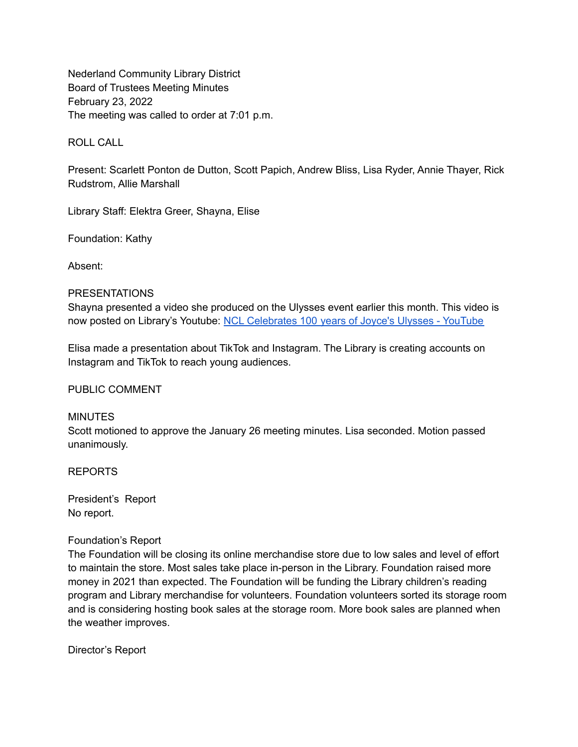Nederland Community Library District
Board of Trustees Meeting Minutes
February 23, 2022
The meeting was called to order at 7:01 p.m.

ROLL CALL

Present: Scarlett Ponton de Dutton, Scott Papich, Andrew Bliss, Lisa Ryder, Annie Thayer, Rick Rudstrom, Allie Marshall

Library Staff: Elektra Greer, Shayna, Elise

Foundation: Kathy

Absent:

PRESENTATIONS
Shayna presented a video she produced on the Ulysses event earlier this month. This video is now posted on Library's Youtube: [NCL Celebrates 100 years of Joyce's Ulysses - YouTube]()

Elisa made a presentation about TikTok and Instagram. The Library is creating accounts on Instagram and TikTok to reach young audiences.

PUBLIC COMMENT

MINUTES
Scott motioned to approve the January 26 meeting minutes. Lisa seconded. Motion passed unanimously.

REPORTS

President's Report
No report.

Foundation's Report
The Foundation will be closing its online merchandise store due to low sales and level of effort to maintain the store. Most sales take place in-person in the Library. Foundation raised more money in 2021 than expected. The Foundation will be funding the Library children's reading program and Library merchandise for volunteers. Foundation volunteers sorted its storage room and is considering hosting book sales at the storage room. More book sales are planned when the weather improves.

Director's Report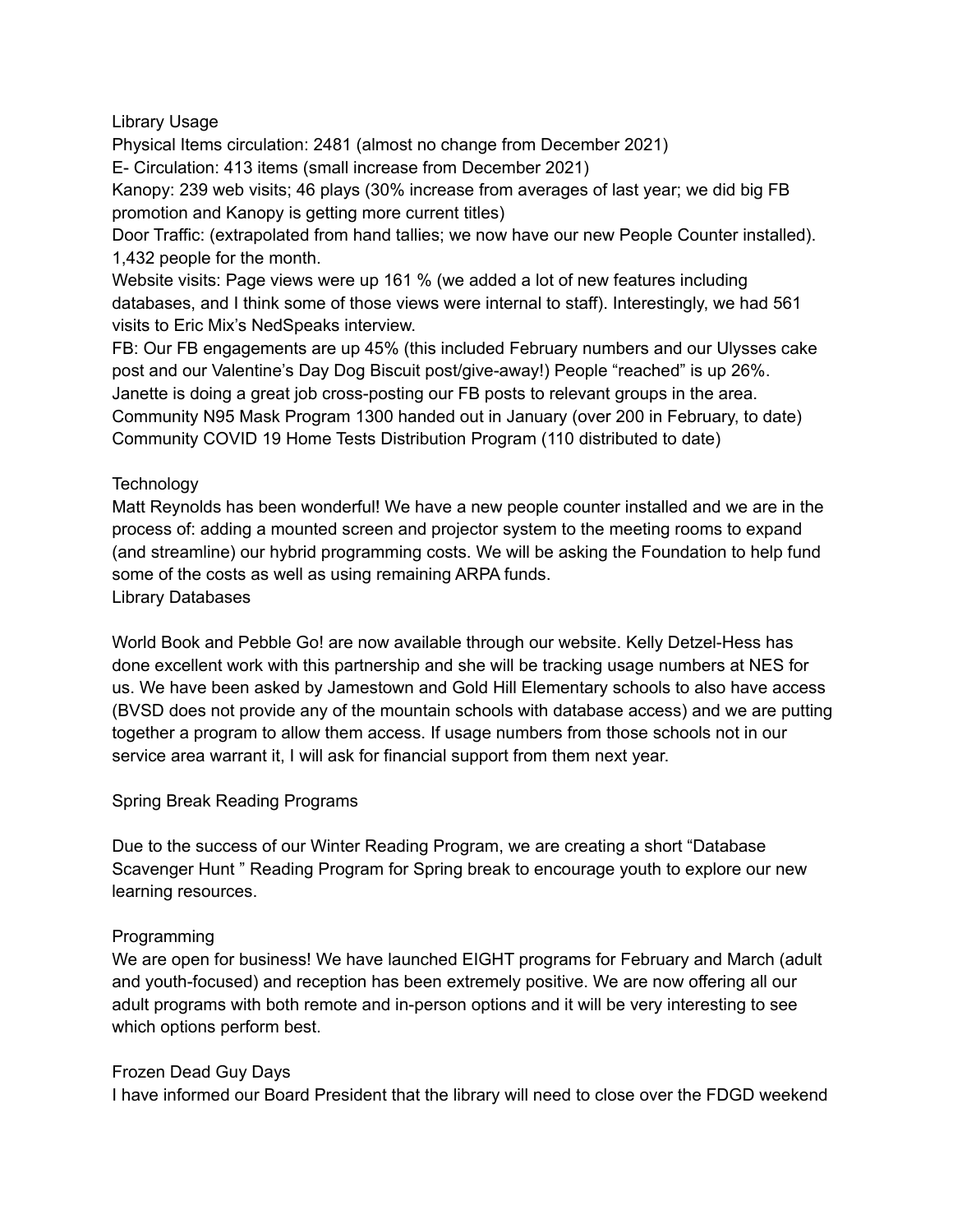## Library Usage

Physical Items circulation: 2481 (almost no change from December 2021)
E- Circulation: 413 items (small increase from December 2021)
Kanopy: 239 web visits; 46 plays (30% increase from averages of last year; we did big FB promotion and Kanopy is getting more current titles)
Door Traffic: (extrapolated from hand tallies; we now have our new People Counter installed). 1,432 people for the month.
Website visits: Page views were up 161 % (we added a lot of new features including databases, and I think some of those views were internal to staff). Interestingly, we had 561 visits to Eric Mix's NedSpeaks interview.
FB: Our FB engagements are up 45% (this included February numbers and our Ulysses cake post and our Valentine's Day Dog Biscuit post/give-away!) People "reached" is up 26%. Janette is doing a great job cross-posting our FB posts to relevant groups in the area.
Community N95 Mask Program 1300 handed out in January (over 200 in February, to date)
Community COVID 19 Home Tests Distribution Program (110 distributed to date)

## Technology

Matt Reynolds has been wonderful! We have a new people counter installed and we are in the process of: adding a mounted screen and projector system to the meeting rooms to expand (and streamline) our hybrid programming costs. We will be asking the Foundation to help fund some of the costs as well as using remaining ARPA funds.

## Library Databases

World Book and Pebble Go! are now available through our website. Kelly Detzel-Hess has done excellent work with this partnership and she will be tracking usage numbers at NES for us. We have been asked by Jamestown and Gold Hill Elementary schools to also have access (BVSD does not provide any of the mountain schools with database access) and we are putting together a program to allow them access. If usage numbers from those schools not in our service area warrant it, I will ask for financial support from them next year.

## Spring Break Reading Programs

Due to the success of our Winter Reading Program, we are creating a short "Database Scavenger Hunt " Reading Program for Spring break to encourage youth to explore our new learning resources.

## Programming

We are open for business! We have launched EIGHT programs for February and March (adult and youth-focused) and reception has been extremely positive. We are now offering all our adult programs with both remote and in-person options and it will be very interesting to see which options perform best.

## Frozen Dead Guy Days

I have informed our Board President that the library will need to close over the FDGD weekend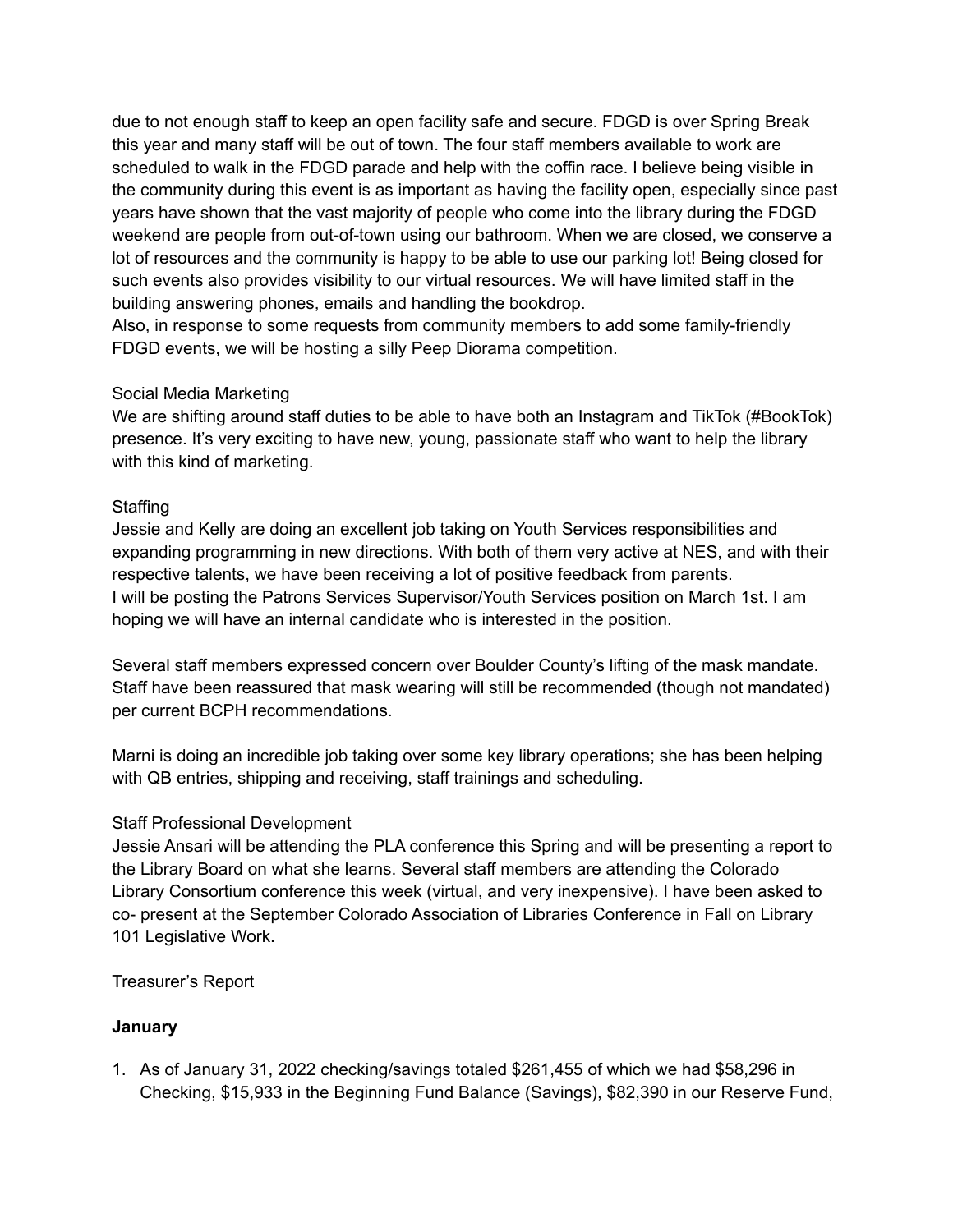due to not enough staff to keep an open facility safe and secure. FDGD is over Spring Break this year and many staff will be out of town. The four staff members available to work are scheduled to walk in the FDGD parade and help with the coffin race. I believe being visible in the community during this event is as important as having the facility open, especially since past years have shown that the vast majority of people who come into the library during the FDGD weekend are people from out-of-town using our bathroom. When we are closed, we conserve a lot of resources and the community is happy to be able to use our parking lot! Being closed for such events also provides visibility to our virtual resources. We will have limited staff in the building answering phones, emails and handling the bookdrop.
Also, in response to some requests from community members to add some family-friendly FDGD events, we will be hosting a silly Peep Diorama competition.

Social Media Marketing
We are shifting around staff duties to be able to have both an Instagram and TikTok (#BookTok) presence. It's very exciting to have new, young, passionate staff who want to help the library with this kind of marketing.

Staffing
Jessie and Kelly are doing an excellent job taking on Youth Services responsibilities and expanding programming in new directions. With both of them very active at NES, and with their respective talents, we have been receiving a lot of positive feedback from parents.
I will be posting the Patrons Services Supervisor/Youth Services position on March 1st. I am hoping we will have an internal candidate who is interested in the position.

Several staff members expressed concern over Boulder County's lifting of the mask mandate. Staff have been reassured that mask wearing will still be recommended (though not mandated) per current BCPH recommendations.

Marni is doing an incredible job taking over some key library operations; she has been helping with QB entries, shipping and receiving, staff trainings and scheduling.

Staff Professional Development
Jessie Ansari will be attending the PLA conference this Spring and will be presenting a report to the Library Board on what she learns. Several staff members are attending the Colorado Library Consortium conference this week (virtual, and very inexpensive). I have been asked to co- present at the September Colorado Association of Libraries Conference in Fall on Library 101 Legislative Work.

Treasurer's Report

**January**

1. As of January 31, 2022 checking/savings totaled $261,455 of which we had $58,296 in Checking, $15,933 in the Beginning Fund Balance (Savings), $82,390 in our Reserve Fund,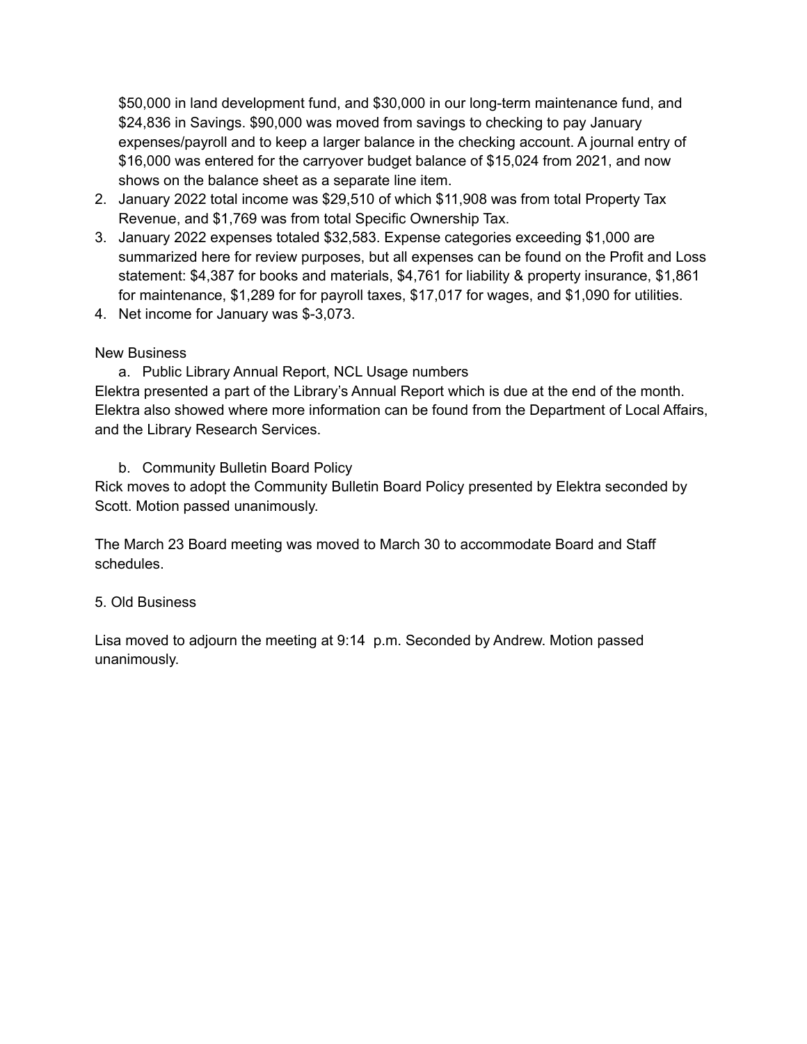$50,000 in land development fund, and $30,000 in our long-term maintenance fund, and $24,836 in Savings. $90,000 was moved from savings to checking to pay January expenses/payroll and to keep a larger balance in the checking account. A journal entry of $16,000 was entered for the carryover budget balance of $15,024 from 2021, and now shows on the balance sheet as a separate line item.

2. January 2022 total income was $29,510 of which $11,908 was from total Property Tax Revenue, and $1,769 was from total Specific Ownership Tax.
3. January 2022 expenses totaled $32,583. Expense categories exceeding $1,000 are summarized here for review purposes, but all expenses can be found on the Profit and Loss statement: $4,387 for books and materials, $4,761 for liability & property insurance, $1,861 for maintenance, $1,289 for for payroll taxes, $17,017 for wages, and $1,090 for utilities.
4. Net income for January was $-3,073.

New Business

a. Public Library Annual Report, NCL Usage numbers

Elektra presented a part of the Library's Annual Report which is due at the end of the month. Elektra also showed where more information can be found from the Department of Local Affairs, and the Library Research Services.

b. Community Bulletin Board Policy

Rick moves to adopt the Community Bulletin Board Policy presented by Elektra seconded by Scott. Motion passed unanimously.

The March 23 Board meeting was moved to March 30 to accommodate Board and Staff schedules.

5. Old Business

Lisa moved to adjourn the meeting at 9:14 p.m. Seconded by Andrew. Motion passed unanimously.